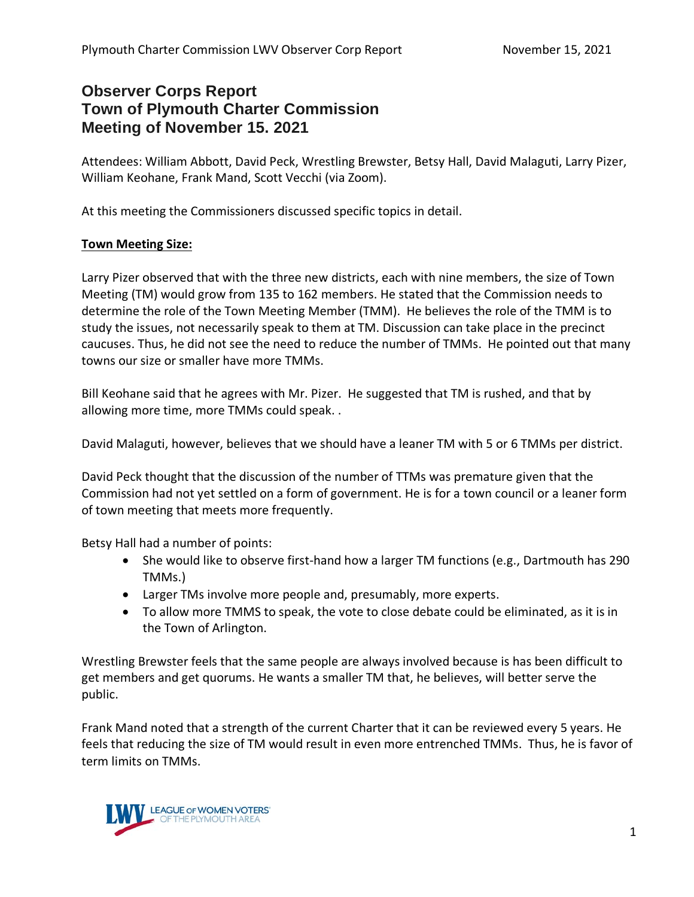# Observer Corps Report
# Town of Plymouth Charter Commission
# Meeting of November 15. 2021

Attendees: William Abbott, David Peck, Wrestling Brewster, Betsy Hall, David Malaguti, Larry Pizer, William Keohane, Frank Mand, Scott Vecchi (via Zoom).

At this meeting the Commissioners discussed specific topics in detail.

**Town Meeting Size:**

Larry Pizer observed that with the three new districts, each with nine members, the size of Town Meeting (TM) would grow from 135 to 162 members. He stated that the Commission needs to determine the role of the Town Meeting Member (TMM). He believes the role of the TMM is to study the issues, not necessarily speak to them at TM. Discussion can take place in the precinct caucuses. Thus, he did not see the need to reduce the number of TMMs. He pointed out that many towns our size or smaller have more TMMs.

Bill Keohane said that he agrees with Mr. Pizer. He suggested that TM is rushed, and that by allowing more time, more TMMs could speak. .

David Malaguti, however, believes that we should have a leaner TM with 5 or 6 TMMs per district.

David Peck thought that the discussion of the number of TTMs was premature given that the Commission had not yet settled on a form of government. He is for a town council or a leaner form of town meeting that meets more frequently.

Betsy Hall had a number of points:

- She would like to observe first-hand how a larger TM functions (e.g., Dartmouth has 290 TMMs.)
- Larger TMs involve more people and, presumably, more experts.
- To allow more TMMS to speak, the vote to close debate could be eliminated, as it is in the Town of Arlington.

Wrestling Brewster feels that the same people are always involved because is has been difficult to get members and get quorums. He wants a smaller TM that, he believes, will better serve the public.

Frank Mand noted that a strength of the current Charter that it can be reviewed every 5 years. He feels that reducing the size of TM would result in even more entrenched TMMs. Thus, he is favor of term limits on TMMs.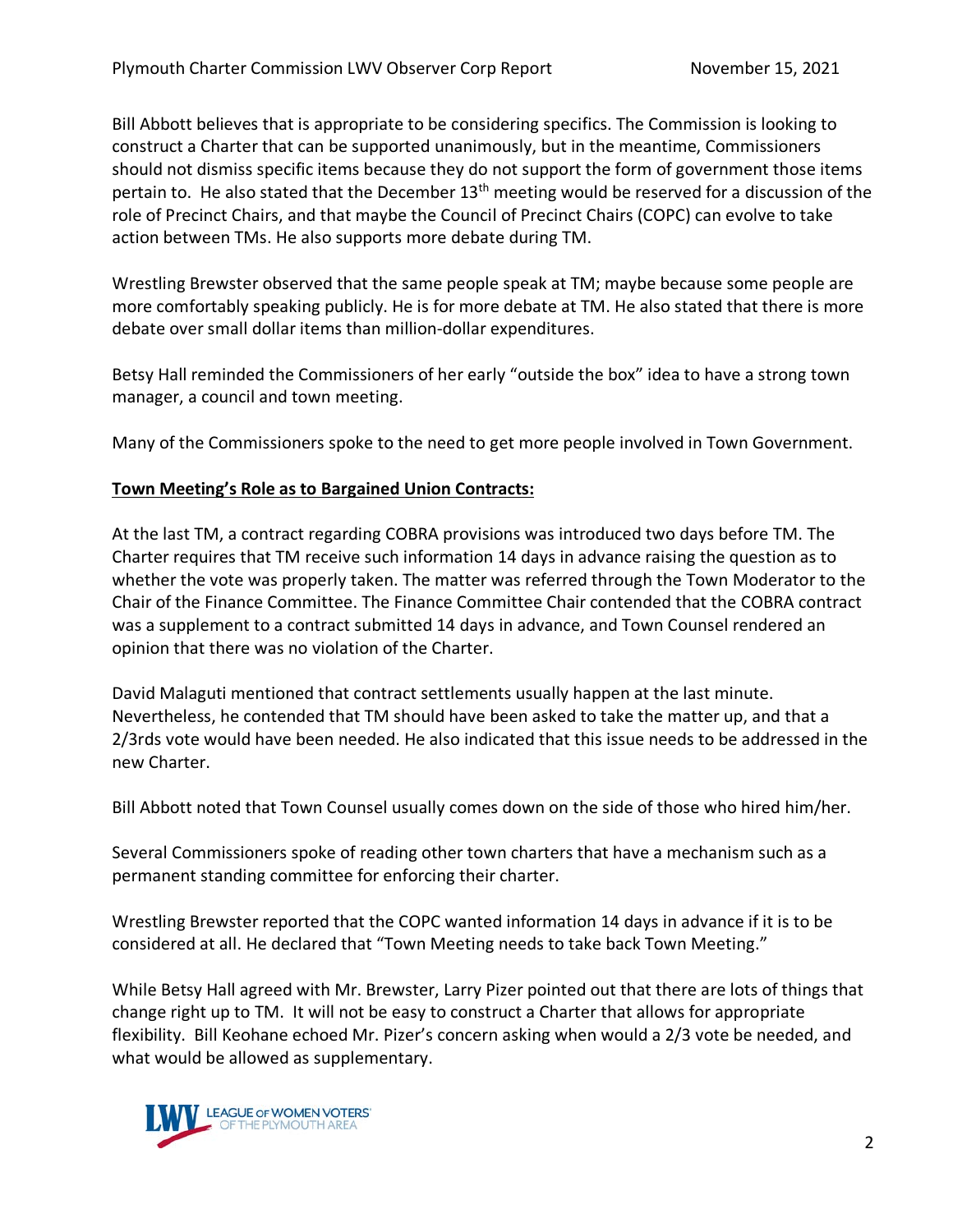Bill Abbott believes that is appropriate to be considering specifics. The Commission is looking to construct a Charter that can be supported unanimously, but in the meantime, Commissioners should not dismiss specific items because they do not support the form of government those items pertain to. He also stated that the December 13th meeting would be reserved for a discussion of the role of Precinct Chairs, and that maybe the Council of Precinct Chairs (COPC) can evolve to take action between TMs. He also supports more debate during TM.

Wrestling Brewster observed that the same people speak at TM; maybe because some people are more comfortably speaking publicly. He is for more debate at TM. He also stated that there is more debate over small dollar items than million-dollar expenditures.

Betsy Hall reminded the Commissioners of her early "outside the box" idea to have a strong town manager, a council and town meeting.

Many of the Commissioners spoke to the need to get more people involved in Town Government.

**Town Meeting's Role as to Bargained Union Contracts:**

At the last TM, a contract regarding COBRA provisions was introduced two days before TM. The Charter requires that TM receive such information 14 days in advance raising the question as to whether the vote was properly taken. The matter was referred through the Town Moderator to the Chair of the Finance Committee. The Finance Committee Chair contended that the COBRA contract was a supplement to a contract submitted 14 days in advance, and Town Counsel rendered an opinion that there was no violation of the Charter.

David Malaguti mentioned that contract settlements usually happen at the last minute. Nevertheless, he contended that TM should have been asked to take the matter up, and that a 2/3rds vote would have been needed. He also indicated that this issue needs to be addressed in the new Charter.

Bill Abbott noted that Town Counsel usually comes down on the side of those who hired him/her.

Several Commissioners spoke of reading other town charters that have a mechanism such as a permanent standing committee for enforcing their charter.

Wrestling Brewster reported that the COPC wanted information 14 days in advance if it is to be considered at all. He declared that "Town Meeting needs to take back Town Meeting."

While Betsy Hall agreed with Mr. Brewster, Larry Pizer pointed out that there are lots of things that change right up to TM. It will not be easy to construct a Charter that allows for appropriate flexibility. Bill Keohane echoed Mr. Pizer's concern asking when would a 2/3 vote be needed, and what would be allowed as supplementary.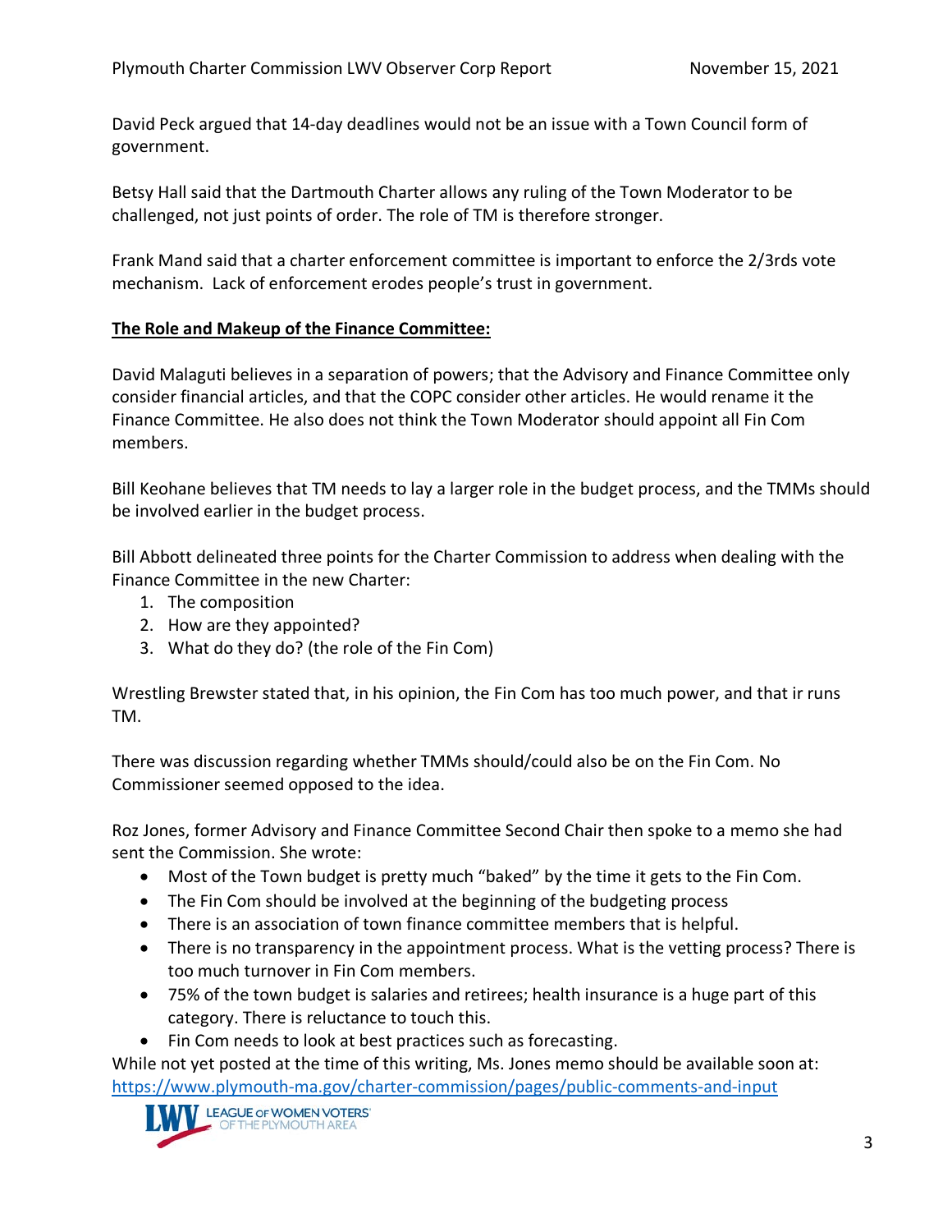David Peck argued that 14-day deadlines would not be an issue with a Town Council form of government.

Betsy Hall said that the Dartmouth Charter allows any ruling of the Town Moderator to be challenged, not just points of order. The role of TM is therefore stronger.

Frank Mand said that a charter enforcement committee is important to enforce the 2/3rds vote mechanism. Lack of enforcement erodes people's trust in government.

**<u>The Role and Makeup of the Finance Committee:</u>**

David Malaguti believes in a separation of powers; that the Advisory and Finance Committee only consider financial articles, and that the COPC consider other articles. He would rename it the Finance Committee. He also does not think the Town Moderator should appoint all Fin Com members.

Bill Keohane believes that TM needs to lay a larger role in the budget process, and the TMMs should be involved earlier in the budget process.

Bill Abbott delineated three points for the Charter Commission to address when dealing with the Finance Committee in the new Charter:

1. The composition
2. How are they appointed?
3. What do they do? (the role of the Fin Com)

Wrestling Brewster stated that, in his opinion, the Fin Com has too much power, and that ir runs TM.

There was discussion regarding whether TMMs should/could also be on the Fin Com. No Commissioner seemed opposed to the idea.

Roz Jones, former Advisory and Finance Committee Second Chair then spoke to a memo she had sent the Commission. She wrote:

- Most of the Town budget is pretty much "baked" by the time it gets to the Fin Com.
- The Fin Com should be involved at the beginning of the budgeting process
- There is an association of town finance committee members that is helpful.
- There is no transparency in the appointment process. What is the vetting process? There is too much turnover in Fin Com members.
- 75% of the town budget is salaries and retirees; health insurance is a huge part of this category. There is reluctance to touch this.
- Fin Com needs to look at best practices such as forecasting.

While not yet posted at the time of this writing, Ms. Jones memo should be available soon at: https://www.plymouth-ma.gov/charter-commission/pages/public-comments-and-input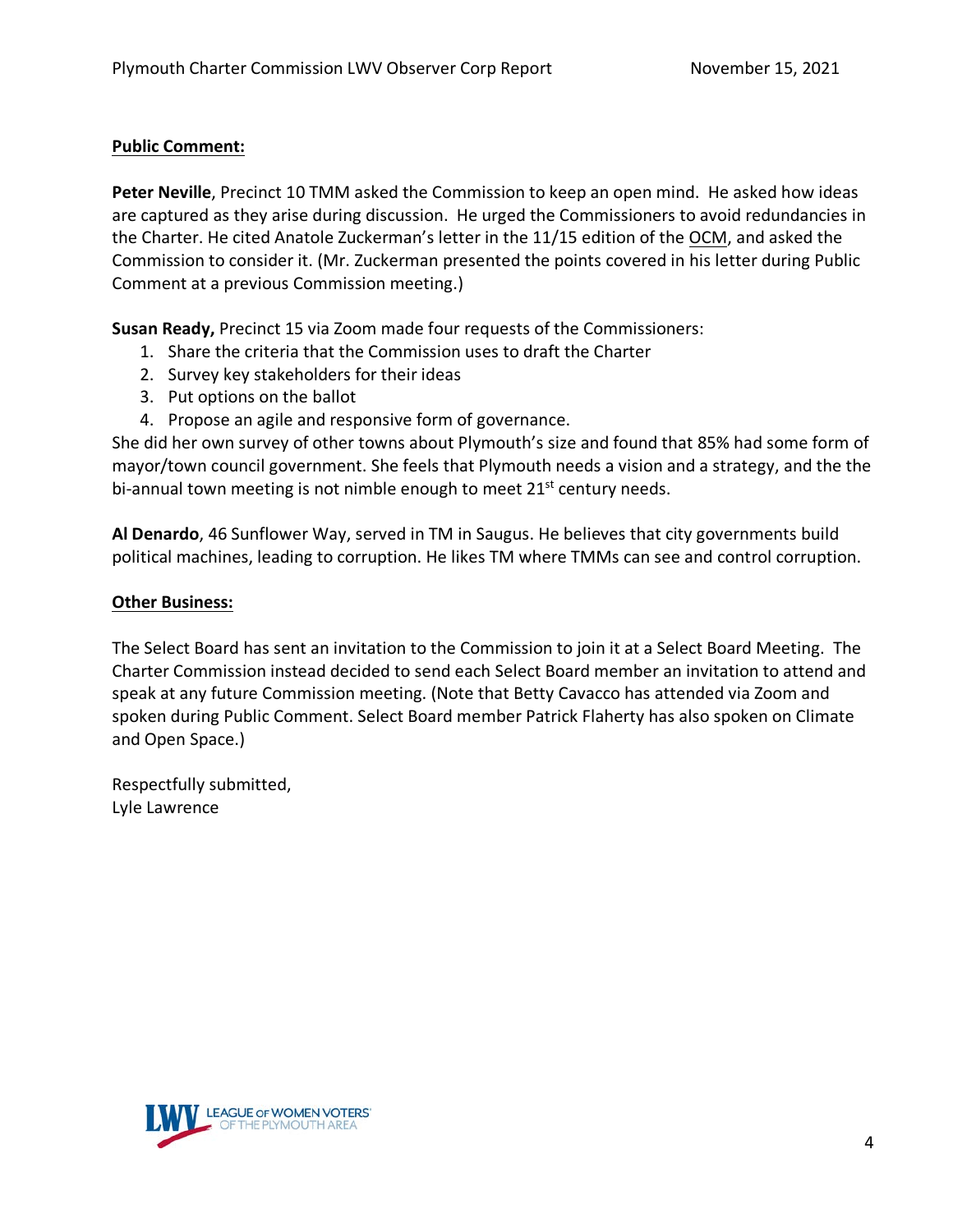**Public Comment:**

**Peter Neville**, Precinct 10 TMM asked the Commission to keep an open mind. He asked how ideas are captured as they arise during discussion. He urged the Commissioners to avoid redundancies in the Charter. He cited Anatole Zuckerman's letter in the 11/15 edition of the OCM, and asked the Commission to consider it. (Mr. Zuckerman presented the points covered in his letter during Public Comment at a previous Commission meeting.)

**Susan Ready,** Precinct 15 via Zoom made four requests of the Commissioners:

1. Share the criteria that the Commission uses to draft the Charter
2. Survey key stakeholders for their ideas
3. Put options on the ballot
4. Propose an agile and responsive form of governance.

She did her own survey of other towns about Plymouth's size and found that 85% had some form of mayor/town council government. She feels that Plymouth needs a vision and a strategy, and the the bi-annual town meeting is not nimble enough to meet 21st century needs.

**Al Denardo**, 46 Sunflower Way, served in TM in Saugus. He believes that city governments build political machines, leading to corruption. He likes TM where TMMs can see and control corruption.

**Other Business:**

The Select Board has sent an invitation to the Commission to join it at a Select Board Meeting. The Charter Commission instead decided to send each Select Board member an invitation to attend and speak at any future Commission meeting. (Note that Betty Cavacco has attended via Zoom and spoken during Public Comment. Select Board member Patrick Flaherty has also spoken on Climate and Open Space.)

Respectfully submitted,
Lyle Lawrence